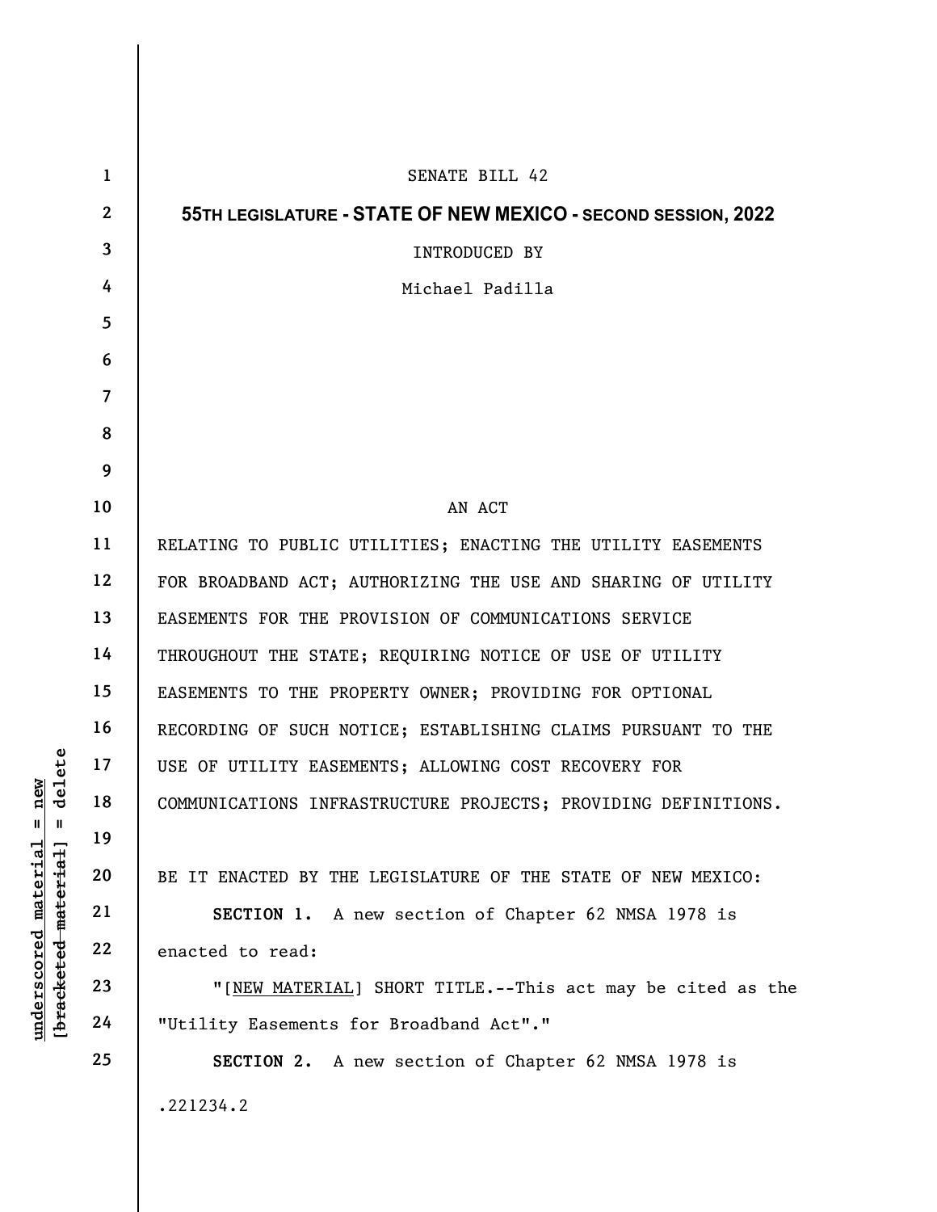SENATE BILL 42

**55TH LEGISLATURE - STATE OF NEW MEXICO - SECOND SESSION, 2022**

INTRODUCED BY

Michael Padilla

AN ACT

RELATING TO PUBLIC UTILITIES; ENACTING THE UTILITY EASEMENTS FOR BROADBAND ACT; AUTHORIZING THE USE AND SHARING OF UTILITY EASEMENTS FOR THE PROVISION OF COMMUNICATIONS SERVICE THROUGHOUT THE STATE; REQUIRING NOTICE OF USE OF UTILITY EASEMENTS TO THE PROPERTY OWNER; PROVIDING FOR OPTIONAL RECORDING OF SUCH NOTICE; ESTABLISHING CLAIMS PURSUANT TO THE USE OF UTILITY EASEMENTS; ALLOWING COST RECOVERY FOR COMMUNICATIONS INFRASTRUCTURE PROJECTS; PROVIDING DEFINITIONS.

BE IT ENACTED BY THE LEGISLATURE OF THE STATE OF NEW MEXICO:

**SECTION 1.** A new section of Chapter 62 NMSA 1978 is enacted to read:

"[<u>NEW MATERIAL</u>] SHORT TITLE.--This act may be cited as the "Utility Easements for Broadband Act"."

**SECTION 2.** A new section of Chapter 62 NMSA 1978 is

.221234.2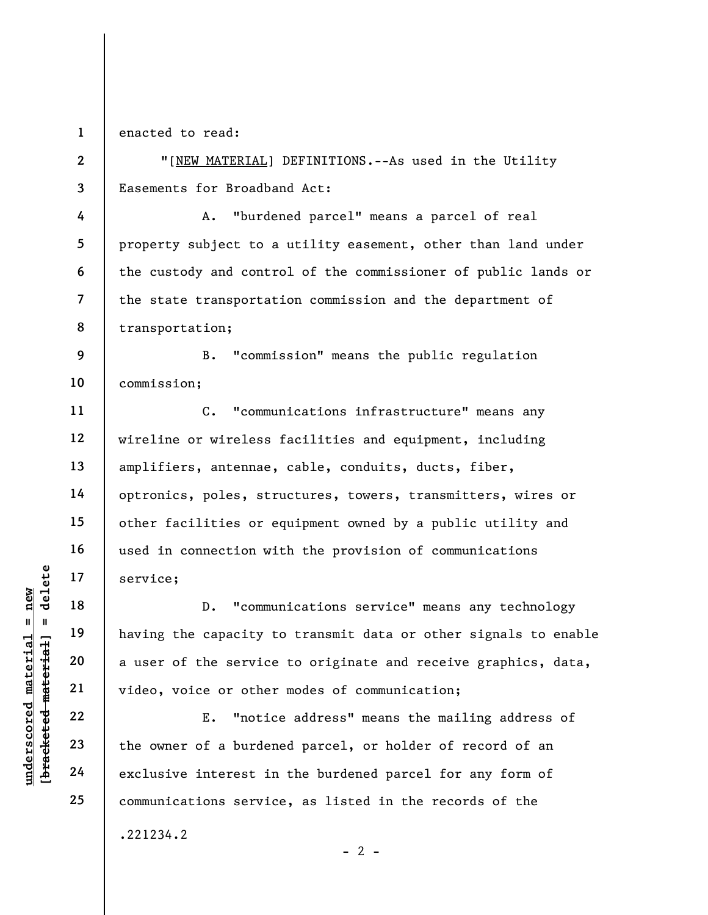enacted to read:

"[NEW MATERIAL] DEFINITIONS.--As used in the Utility Easements for Broadband Act:

A. "burdened parcel" means a parcel of real property subject to a utility easement, other than land under the custody and control of the commissioner of public lands or the state transportation commission and the department of transportation;

B. "commission" means the public regulation commission;

C. "communications infrastructure" means any wireline or wireless facilities and equipment, including amplifiers, antennae, cable, conduits, ducts, fiber, optronics, poles, structures, towers, transmitters, wires or other facilities or equipment owned by a public utility and used in connection with the provision of communications service;

D. "communications service" means any technology having the capacity to transmit data or other signals to enable a user of the service to originate and receive graphics, data, video, voice or other modes of communication;

E. "notice address" means the mailing address of the owner of a burdened parcel, or holder of record of an exclusive interest in the burdened parcel for any form of communications service, as listed in the records of the

.221234.2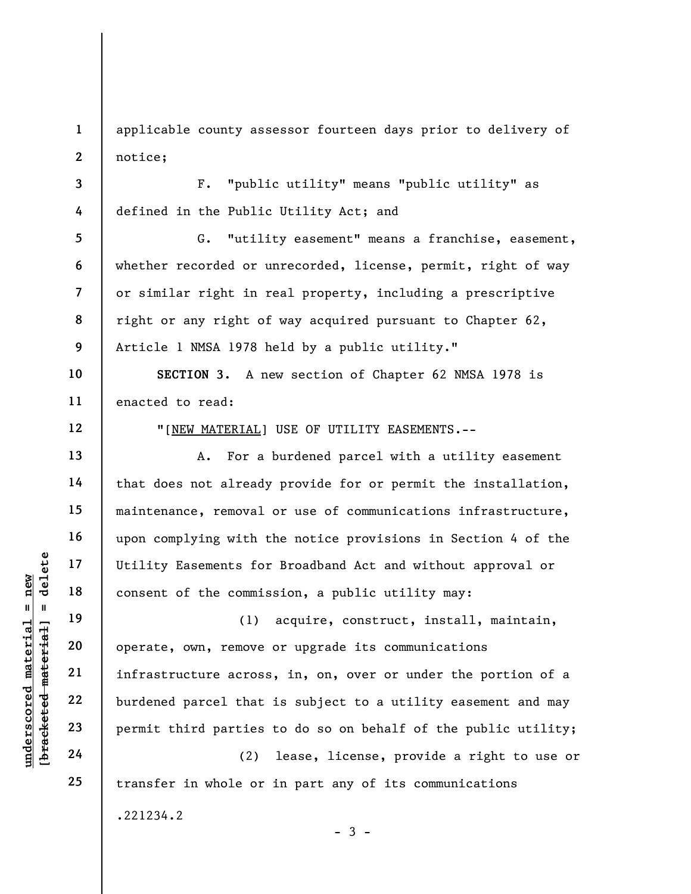applicable county assessor fourteen days prior to delivery of notice;

F. "public utility" means "public utility" as defined in the Public Utility Act; and

G. "utility easement" means a franchise, easement, whether recorded or unrecorded, license, permit, right of way or similar right in real property, including a prescriptive right or any right of way acquired pursuant to Chapter 62, Article 1 NMSA 1978 held by a public utility."

**SECTION 3.** A new section of Chapter 62 NMSA 1978 is enacted to read:

"[NEW MATERIAL] USE OF UTILITY EASEMENTS.--

A. For a burdened parcel with a utility easement that does not already provide for or permit the installation, maintenance, removal or use of communications infrastructure, upon complying with the notice provisions in Section 4 of the Utility Easements for Broadband Act and without approval or consent of the commission, a public utility may:

(1) acquire, construct, install, maintain, operate, own, remove or upgrade its communications infrastructure across, in, on, over or under the portion of a burdened parcel that is subject to a utility easement and may permit third parties to do so on behalf of the public utility;

(2) lease, license, provide a right to use or transfer in whole or in part any of its communications

.221234.2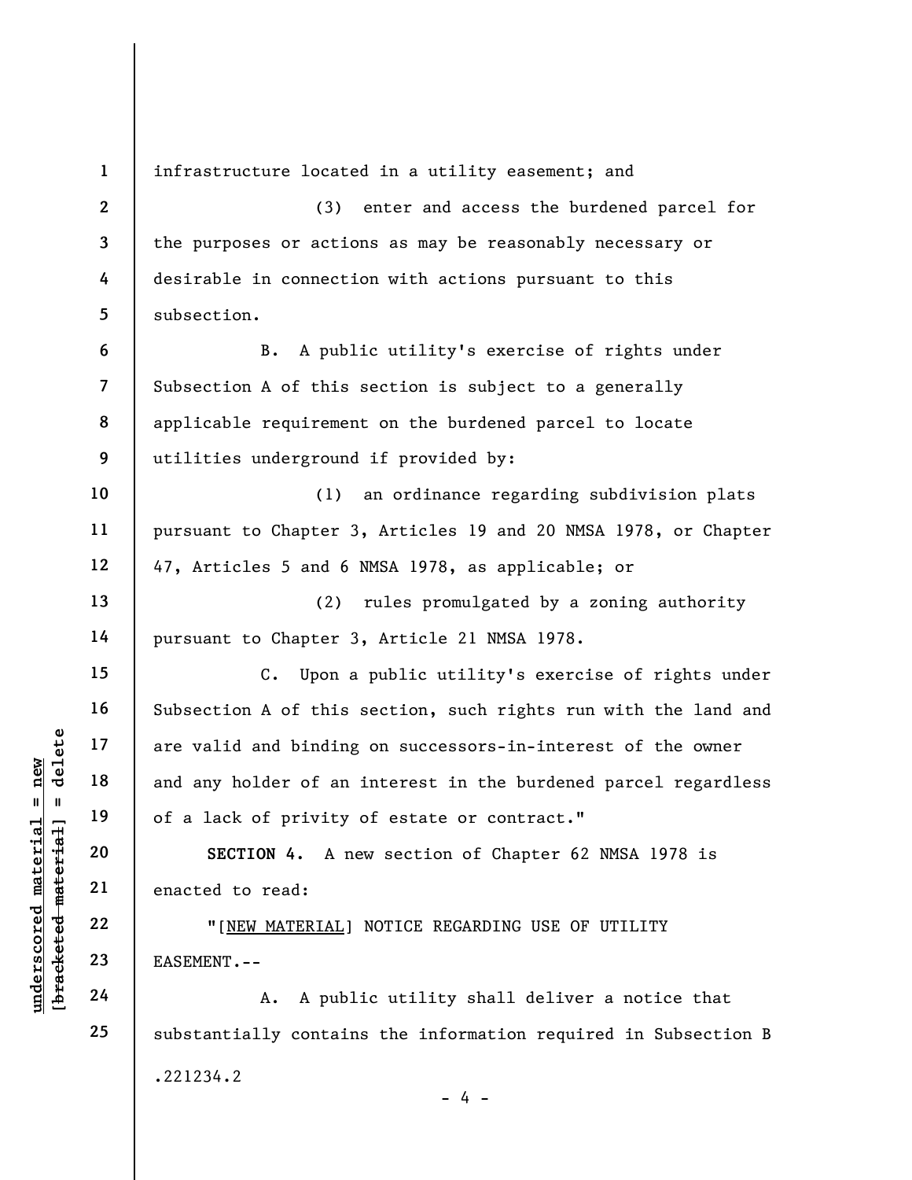infrastructure located in a utility easement; and

(3) enter and access the burdened parcel for the purposes or actions as may be reasonably necessary or desirable in connection with actions pursuant to this subsection.

B. A public utility's exercise of rights under Subsection A of this section is subject to a generally applicable requirement on the burdened parcel to locate utilities underground if provided by:

(1) an ordinance regarding subdivision plats pursuant to Chapter 3, Articles 19 and 20 NMSA 1978, or Chapter 47, Articles 5 and 6 NMSA 1978, as applicable; or

(2) rules promulgated by a zoning authority pursuant to Chapter 3, Article 21 NMSA 1978.

C. Upon a public utility's exercise of rights under Subsection A of this section, such rights run with the land and are valid and binding on successors-in-interest of the owner and any holder of an interest in the burdened parcel regardless of a lack of privity of estate or contract."

**SECTION 4.** A new section of Chapter 62 NMSA 1978 is enacted to read:

"[NEW MATERIAL] NOTICE REGARDING USE OF UTILITY EASEMENT.--

A. A public utility shall deliver a notice that substantially contains the information required in Subsection B

.221234.2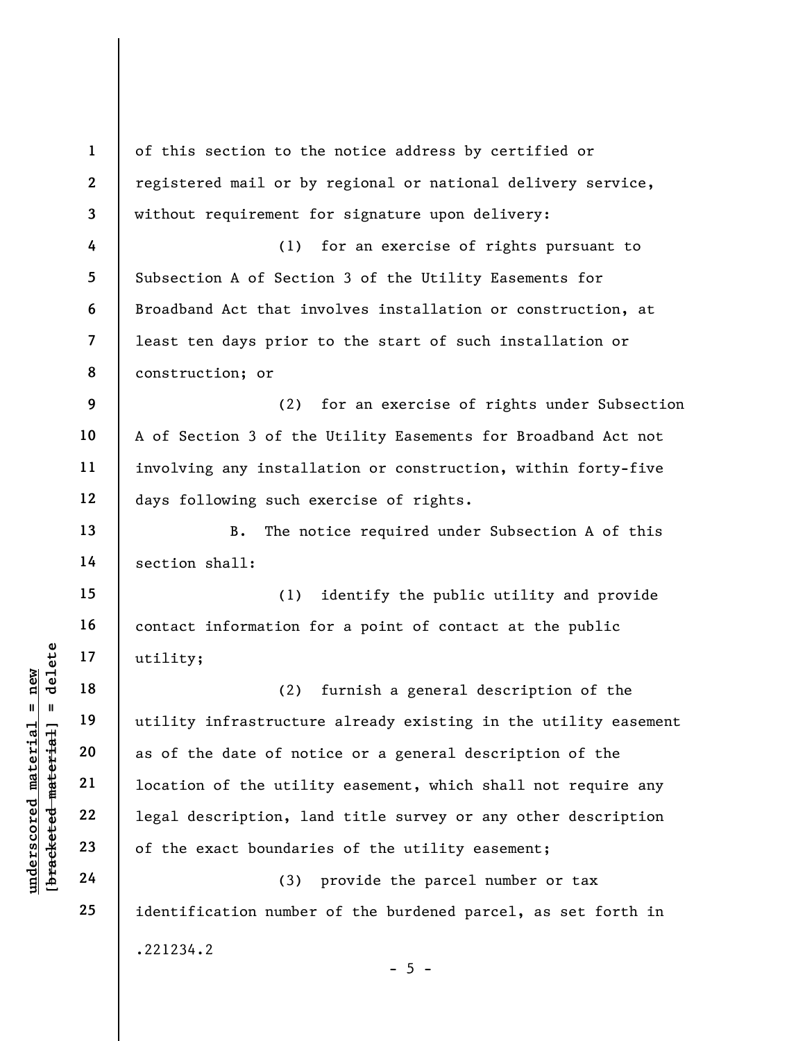of this section to the notice address by certified or registered mail or by regional or national delivery service, without requirement for signature upon delivery:

(1) for an exercise of rights pursuant to Subsection A of Section 3 of the Utility Easements for Broadband Act that involves installation or construction, at least ten days prior to the start of such installation or construction; or

(2) for an exercise of rights under Subsection A of Section 3 of the Utility Easements for Broadband Act not involving any installation or construction, within forty-five days following such exercise of rights.

B. The notice required under Subsection A of this section shall:

(1) identify the public utility and provide contact information for a point of contact at the public utility;

(2) furnish a general description of the utility infrastructure already existing in the utility easement as of the date of notice or a general description of the location of the utility easement, which shall not require any legal description, land title survey or any other description of the exact boundaries of the utility easement;

(3) provide the parcel number or tax identification number of the burdened parcel, as set forth in

.221234.2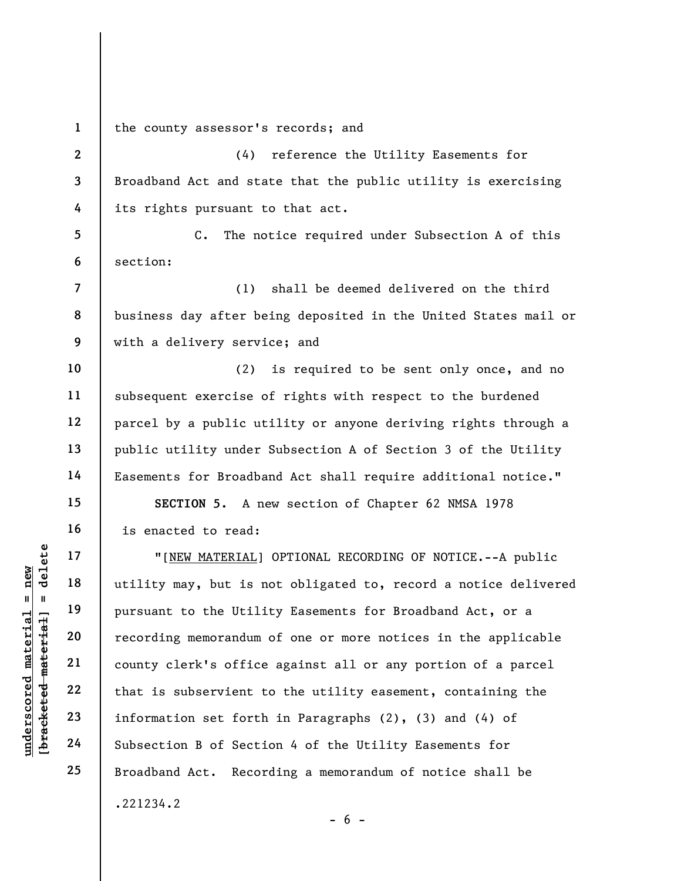the county assessor's records; and

(4) reference the Utility Easements for Broadband Act and state that the public utility is exercising its rights pursuant to that act.

C. The notice required under Subsection A of this section:

(1) shall be deemed delivered on the third business day after being deposited in the United States mail or with a delivery service; and

(2) is required to be sent only once, and no subsequent exercise of rights with respect to the burdened parcel by a public utility or anyone deriving rights through a public utility under Subsection A of Section 3 of the Utility Easements for Broadband Act shall require additional notice."

**SECTION 5.** A new section of Chapter 62 NMSA 1978 is enacted to read:

"[<u>NEW MATERIAL</u>] OPTIONAL RECORDING OF NOTICE.--A public utility may, but is not obligated to, record a notice delivered pursuant to the Utility Easements for Broadband Act, or a recording memorandum of one or more notices in the applicable county clerk's office against all or any portion of a parcel that is subservient to the utility easement, containing the information set forth in Paragraphs (2), (3) and (4) of Subsection B of Section 4 of the Utility Easements for Broadband Act. Recording a memorandum of notice shall be

.221234.2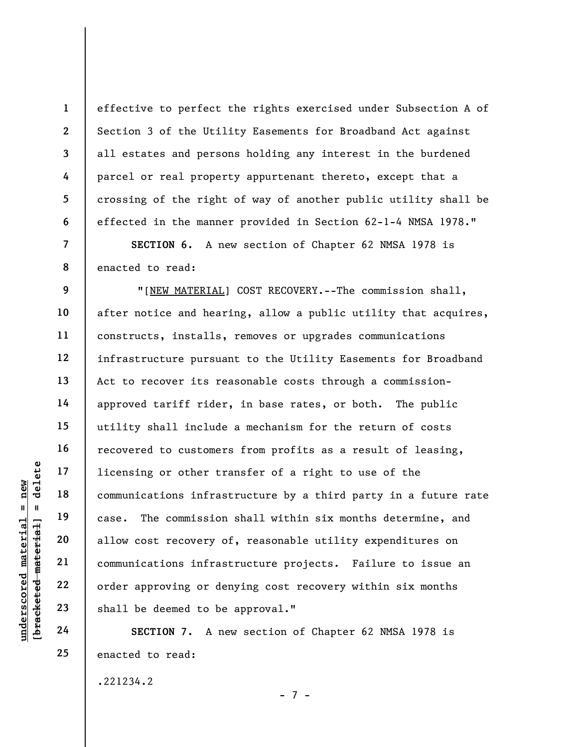effective to perfect the rights exercised under Subsection A of Section 3 of the Utility Easements for Broadband Act against all estates and persons holding any interest in the burdened parcel or real property appurtenant thereto, except that a crossing of the right of way of another public utility shall be effected in the manner provided in Section 62-1-4 NMSA 1978."

**SECTION 6.** A new section of Chapter 62 NMSA 1978 is enacted to read:

"[NEW MATERIAL] COST RECOVERY.--The commission shall, after notice and hearing, allow a public utility that acquires, constructs, installs, removes or upgrades communications infrastructure pursuant to the Utility Easements for Broadband Act to recover its reasonable costs through a commission-approved tariff rider, in base rates, or both. The public utility shall include a mechanism for the return of costs recovered to customers from profits as a result of leasing, licensing or other transfer of a right to use of the communications infrastructure by a third party in a future rate case. The commission shall within six months determine, and allow cost recovery of, reasonable utility expenditures on communications infrastructure projects. Failure to issue an order approving or denying cost recovery within six months shall be deemed to be approval."

**SECTION 7.** A new section of Chapter 62 NMSA 1978 is enacted to read:

.221234.2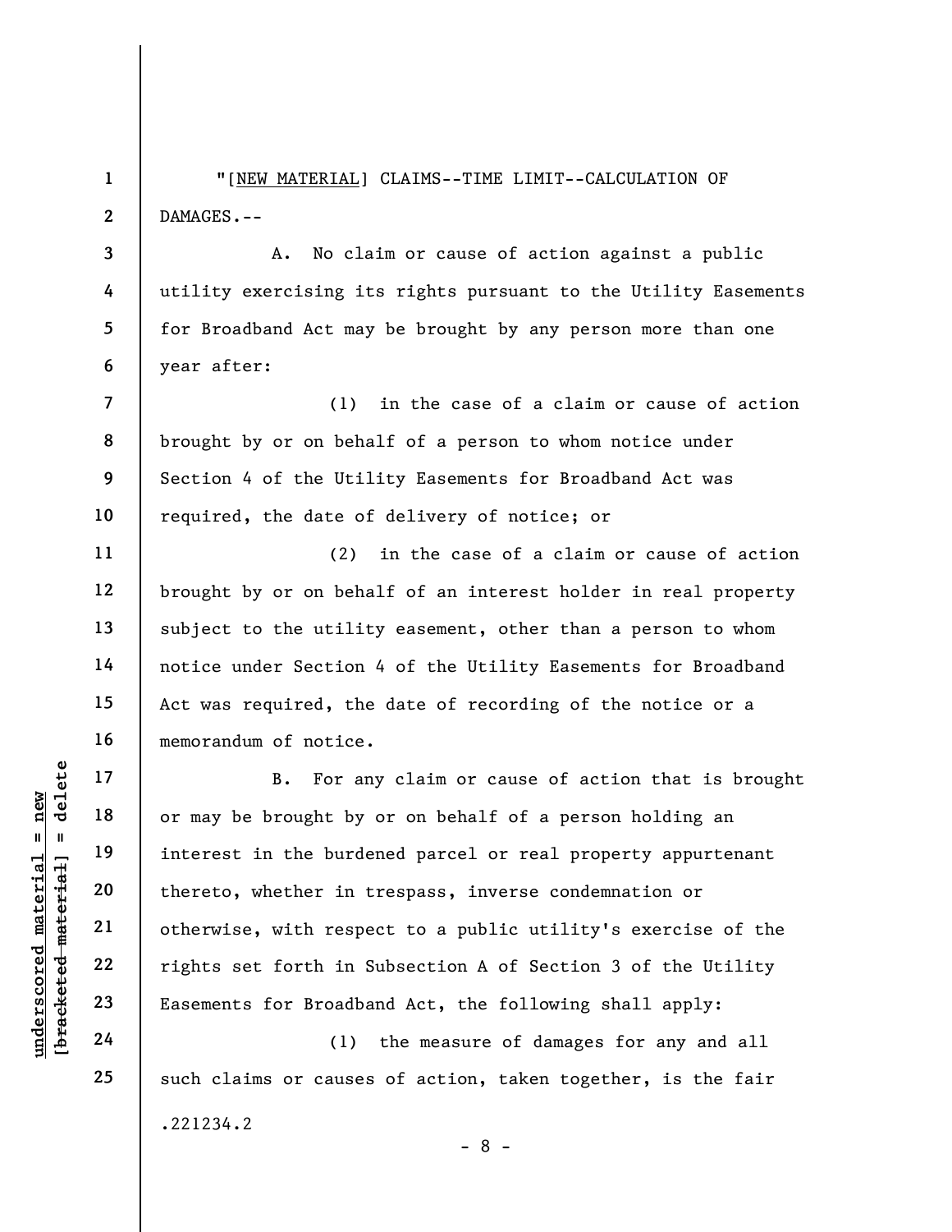"[NEW MATERIAL] CLAIMS--TIME LIMIT--CALCULATION OF DAMAGES.--

A. No claim or cause of action against a public utility exercising its rights pursuant to the Utility Easements for Broadband Act may be brought by any person more than one year after:

(1) in the case of a claim or cause of action brought by or on behalf of a person to whom notice under Section 4 of the Utility Easements for Broadband Act was required, the date of delivery of notice; or

(2) in the case of a claim or cause of action brought by or on behalf of an interest holder in real property subject to the utility easement, other than a person to whom notice under Section 4 of the Utility Easements for Broadband Act was required, the date of recording of the notice or a memorandum of notice.

B. For any claim or cause of action that is brought or may be brought by or on behalf of a person holding an interest in the burdened parcel or real property appurtenant thereto, whether in trespass, inverse condemnation or otherwise, with respect to a public utility's exercise of the rights set forth in Subsection A of Section 3 of the Utility Easements for Broadband Act, the following shall apply:

(1) the measure of damages for any and all such claims or causes of action, taken together, is the fair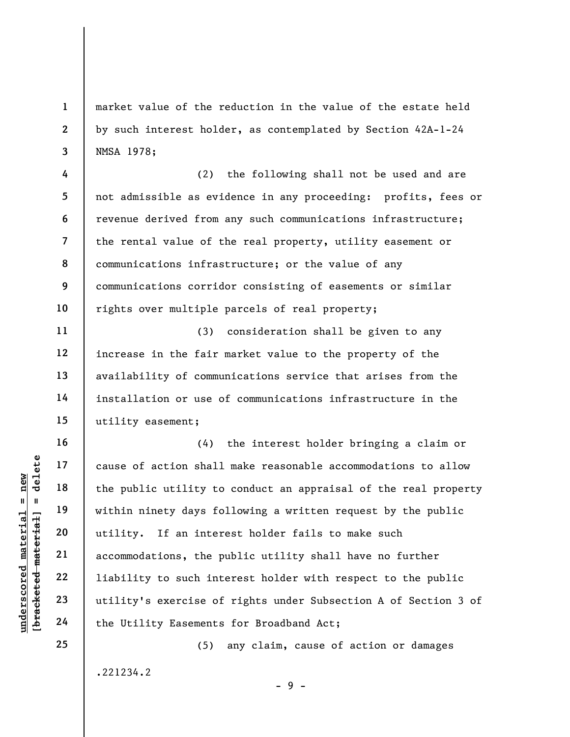market value of the reduction in the value of the estate held by such interest holder, as contemplated by Section 42A-1-24 NMSA 1978;

(2) the following shall not be used and are not admissible as evidence in any proceeding: profits, fees or revenue derived from any such communications infrastructure; the rental value of the real property, utility easement or communications infrastructure; or the value of any communications corridor consisting of easements or similar rights over multiple parcels of real property;

(3) consideration shall be given to any increase in the fair market value to the property of the availability of communications service that arises from the installation or use of communications infrastructure in the utility easement;

(4) the interest holder bringing a claim or cause of action shall make reasonable accommodations to allow the public utility to conduct an appraisal of the real property within ninety days following a written request by the public utility. If an interest holder fails to make such accommodations, the public utility shall have no further liability to such interest holder with respect to the public utility's exercise of rights under Subsection A of Section 3 of the Utility Easements for Broadband Act;

(5) any claim, cause of action or damages

.221234.2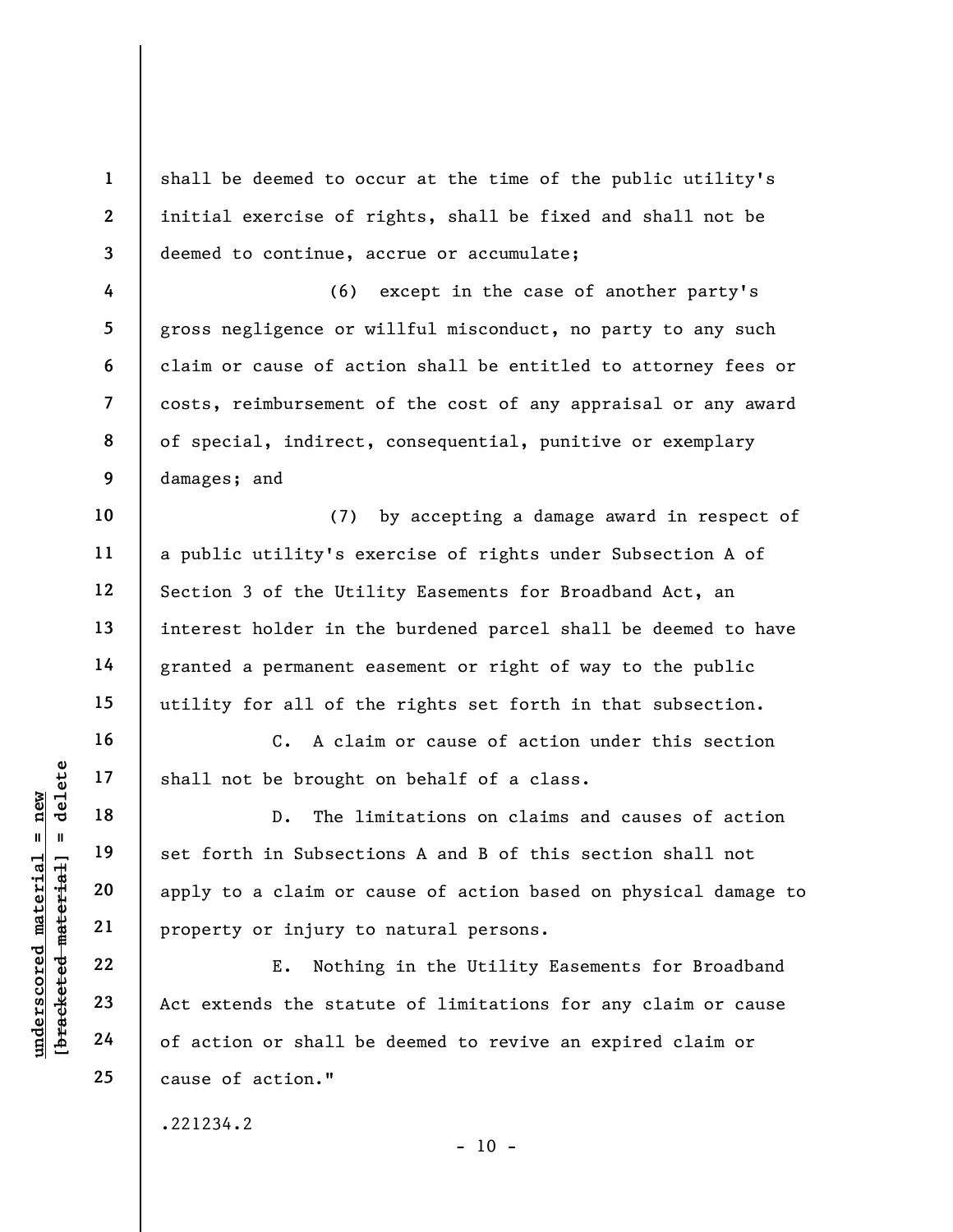shall be deemed to occur at the time of the public utility's initial exercise of rights, shall be fixed and shall not be deemed to continue, accrue or accumulate;

(6) except in the case of another party's gross negligence or willful misconduct, no party to any such claim or cause of action shall be entitled to attorney fees or costs, reimbursement of the cost of any appraisal or any award of special, indirect, consequential, punitive or exemplary damages; and

(7) by accepting a damage award in respect of a public utility's exercise of rights under Subsection A of Section 3 of the Utility Easements for Broadband Act, an interest holder in the burdened parcel shall be deemed to have granted a permanent easement or right of way to the public utility for all of the rights set forth in that subsection.

C. A claim or cause of action under this section shall not be brought on behalf of a class.

D. The limitations on claims and causes of action set forth in Subsections A and B of this section shall not apply to a claim or cause of action based on physical damage to property or injury to natural persons.

E. Nothing in the Utility Easements for Broadband Act extends the statute of limitations for any claim or cause of action or shall be deemed to revive an expired claim or cause of action."

.221234.2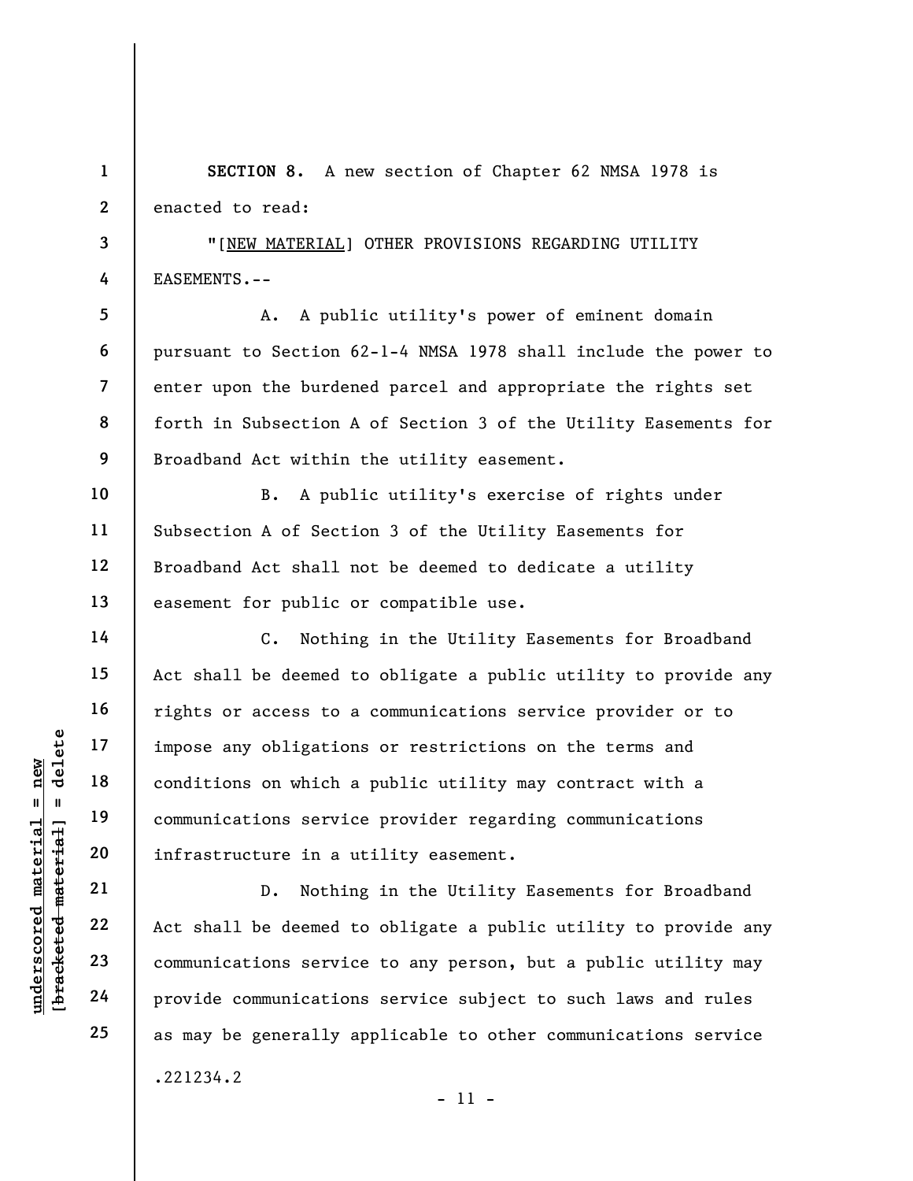**SECTION 8.** A new section of Chapter 62 NMSA 1978 is enacted to read:

"[NEW MATERIAL] OTHER PROVISIONS REGARDING UTILITY EASEMENTS.--

A. A public utility's power of eminent domain pursuant to Section 62-1-4 NMSA 1978 shall include the power to enter upon the burdened parcel and appropriate the rights set forth in Subsection A of Section 3 of the Utility Easements for Broadband Act within the utility easement.

B. A public utility's exercise of rights under Subsection A of Section 3 of the Utility Easements for Broadband Act shall not be deemed to dedicate a utility easement for public or compatible use.

C. Nothing in the Utility Easements for Broadband Act shall be deemed to obligate a public utility to provide any rights or access to a communications service provider or to impose any obligations or restrictions on the terms and conditions on which a public utility may contract with a communications service provider regarding communications infrastructure in a utility easement.

D. Nothing in the Utility Easements for Broadband Act shall be deemed to obligate a public utility to provide any communications service to any person, but a public utility may provide communications service subject to such laws and rules as may be generally applicable to other communications service

.221234.2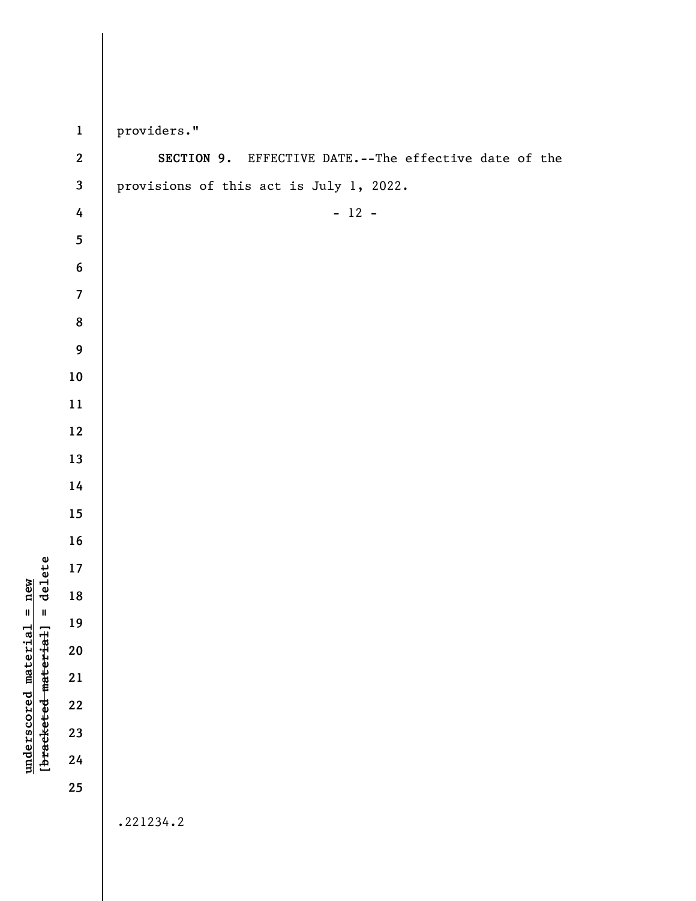providers."

**SECTION 9.** EFFECTIVE DATE.--The effective date of the provisions of this act is July 1, 2022.

.221234.2